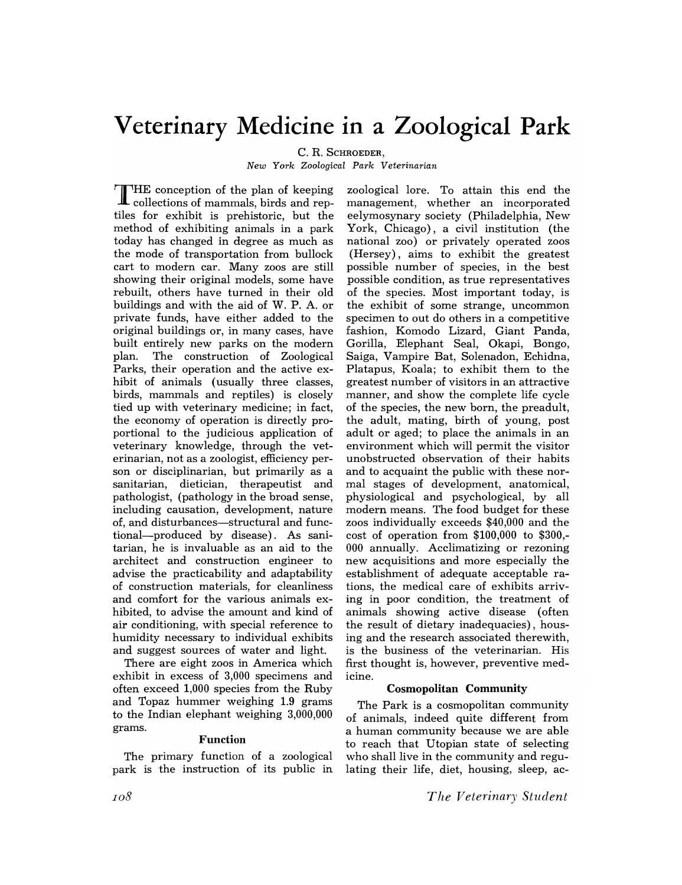# Veterinary Medicine in a Zoological Park

C. R. SCHROEDER,
*New York Zoological Park Veterinarian*

THE conception of the plan of keeping collections of mammals, birds and reptiles for exhibit is prehistoric, but the method of exhibiting animals in a park today has changed in degree as much as the mode of transportation from bullock cart to modern car. Many zoos are still showing their original models, some have rebuilt, others have turned in their old buildings and with the aid of W. P. A. or private funds, have either added to the original buildings or, in many cases, have built entirely new parks on the modern plan. The construction of Zoological Parks, their operation and the active exhibit of animals (usually three classes, birds, mammals and reptiles) is closely tied up with veterinary medicine; in fact, the economy of operation is directly proportional to the judicious application of veterinary knowledge, through the veterinarian, not as a zoologist, efficiency person or disciplinarian, but primarily as a sanitarian, dietician, therapeutist and pathologist, (pathology in the broad sense, including causation, development, nature of, and disturbances—structural and functional—produced by disease). As sanitarian, he is invaluable as an aid to the architect and construction engineer to advise the practicability and adaptability of construction materials, for cleanliness and comfort for the various animals exhibited, to advise the amount and kind of air conditioning, with special reference to humidity necessary to individual exhibits and suggest sources of water and light.

There are eight zoos in America which exhibit in excess of 3,000 specimens and often exceed 1,000 species from the Ruby and Topaz hummer weighing 1.9 grams to the Indian elephant weighing 3,000,000 grams.

### Function

The primary function of a zoological park is the instruction of its public in zoological lore. To attain this end the management, whether an incorporated eelymosynary society (Philadelphia, New York, Chicago), a civil institution (the national zoo) or privately operated zoos (Hersey), aims to exhibit the greatest possible number of species, in the best possible condition, as true representatives of the species. Most important today, is the exhibit of some strange, uncommon specimen to out do others in a competitive fashion, Komodo Lizard, Giant Panda, Gorilla, Elephant Seal, Okapi, Bongo, Saiga, Vampire Bat, Solenadon, Echidna, Platapus, Koala; to exhibit them to the greatest number of visitors in an attractive manner, and show the complete life cycle of the species, the new born, the preadult, the adult, mating, birth of young, post adult or aged; to place the animals in an environment which will permit the visitor unobstructed observation of their habits and to acquaint the public with these normal stages of development, anatomical, physiological and psychological, by all modern means. The food budget for these zoos individually exceeds $40,000 and the cost of operation from $100,000 to $300,000 annually. Acclimatizing or rezoning new acquisitions and more especially the establishment of adequate acceptable rations, the medical care of exhibits arriving in poor condition, the treatment of animals showing active disease (often the result of dietary inadequacies), housing and the research associated therewith, is the business of the veterinarian. His first thought is, however, preventive medicine.

### Cosmopolitan Community

The Park is a cosmopolitan community of animals, indeed quite different from a human community because we are able to reach that Utopian state of selecting who shall live in the community and regulating their life, diet, housing, sleep, ac-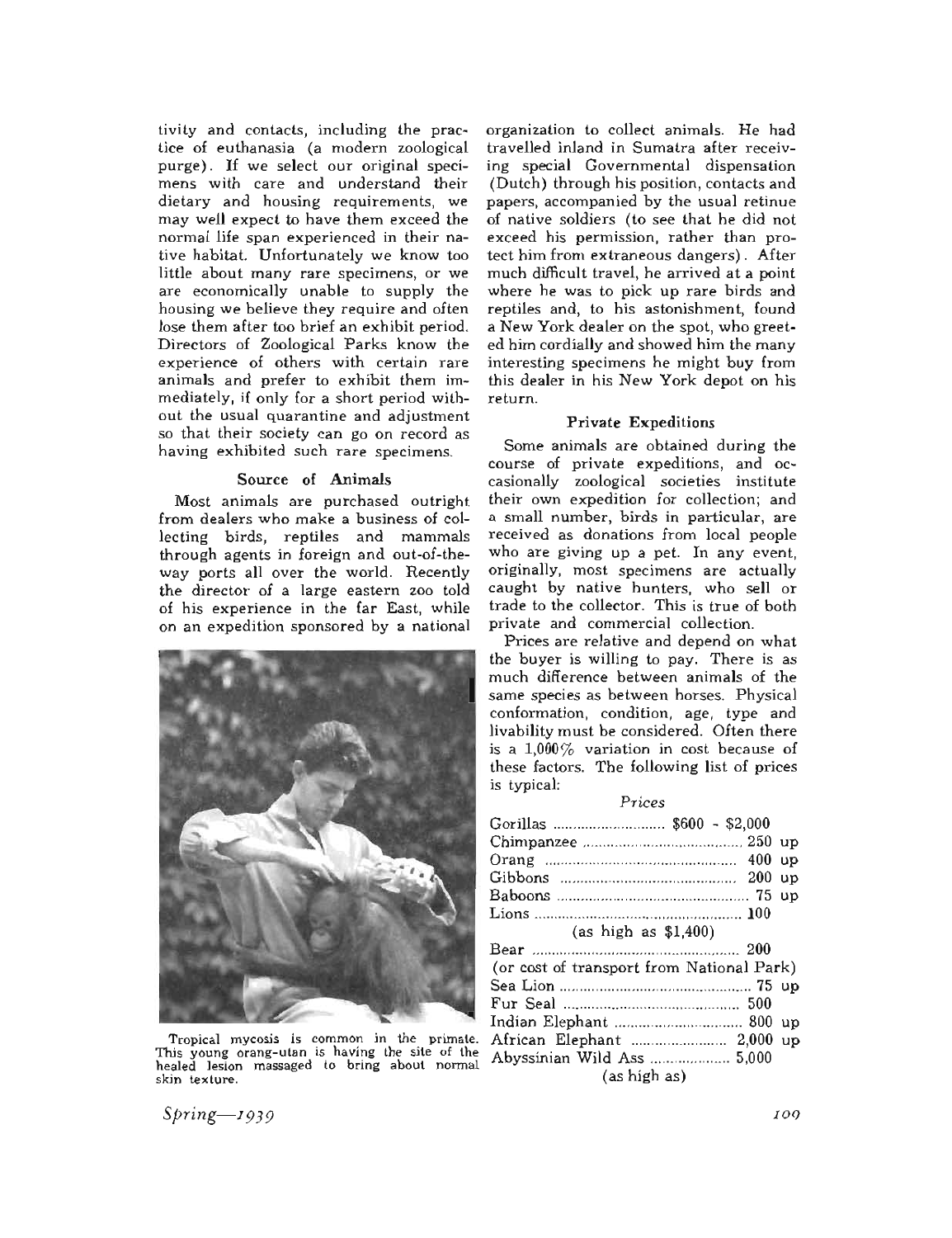tivity and contacts, including the practice of euthanasia (a modern zoological purge). If we select our original specimens with care and understand their dietary and housing requirements, we may well expect to have them exceed the normal life span experienced in their native habitat. Unfortunately we know too little about many rare specimens, or we are economically unable to supply the housing we believe they require and often lose them after too brief an exhibit period. Directors of Zoological Parks know the experience of others with certain rare animals and prefer to exhibit them immediately, if only for a short period without the usual quarantine and adjustment so that their society can go on record as having exhibited such rare specimens.

### Source of Animals

Most animals are purchased outright from dealers who make a business of collecting birds, reptiles and mammals through agents in foreign and out-of-the-way ports all over the world. Recently the director of a large eastern zoo told of his experience in the far East, while on an expedition sponsored by a national organization to collect animals. He had travelled inland in Sumatra after receiving special Governmental dispensation (Dutch) through his position, contacts and papers, accompanied by the usual retinue of native soldiers (to see that he did not exceed his permission, rather than protect him from extraneous dangers). After much difficult travel, he arrived at a point where he was to pick up rare birds and reptiles and, to his astonishment, found a New York dealer on the spot, who greeted him cordially and showed him the many interesting specimens he might buy from this dealer in his New York depot on his return.

Tropical mycosis is common in the primate. This young orang-utan is having the site of the healed lesion massaged to bring about normal skin texture.

### Private Expeditions

Some animals are obtained during the course of private expeditions, and occasionally zoological societies institute their own expedition for collection; and a small number, birds in particular, are received as donations from local people who are giving up a pet. In any event, originally, most specimens are actually caught by native hunters, who sell or trade to the collector. This is true of both private and commercial collection.

Prices are relative and depend on what the buyer is willing to pay. There is as much difference between animals of the same species as between horses. Physical conformation, condition, age, type and livability must be considered. Often there is a 1,000% variation in cost because of these factors. The following list of prices is typical:

*Prices*

| Animal | Price |
|---|---|
| Gorillas | \$600 - \$2,000 |
| Chimpanzee | 250 up |
| Orang | 400 up |
| Gibbons | 200 up |
| Baboons | 75 up |
| Lions | 100 (as high as \$1,400) |
| Bear | 200 (or cost of transport from National Park) |
| Sea Lion | 75 up |
| Fur Seal | 500 |
| Indian Elephant | 800 up |
| African Elephant | 2,000 up |
| Abyssinian Wild Ass | 5,000 (as high as) |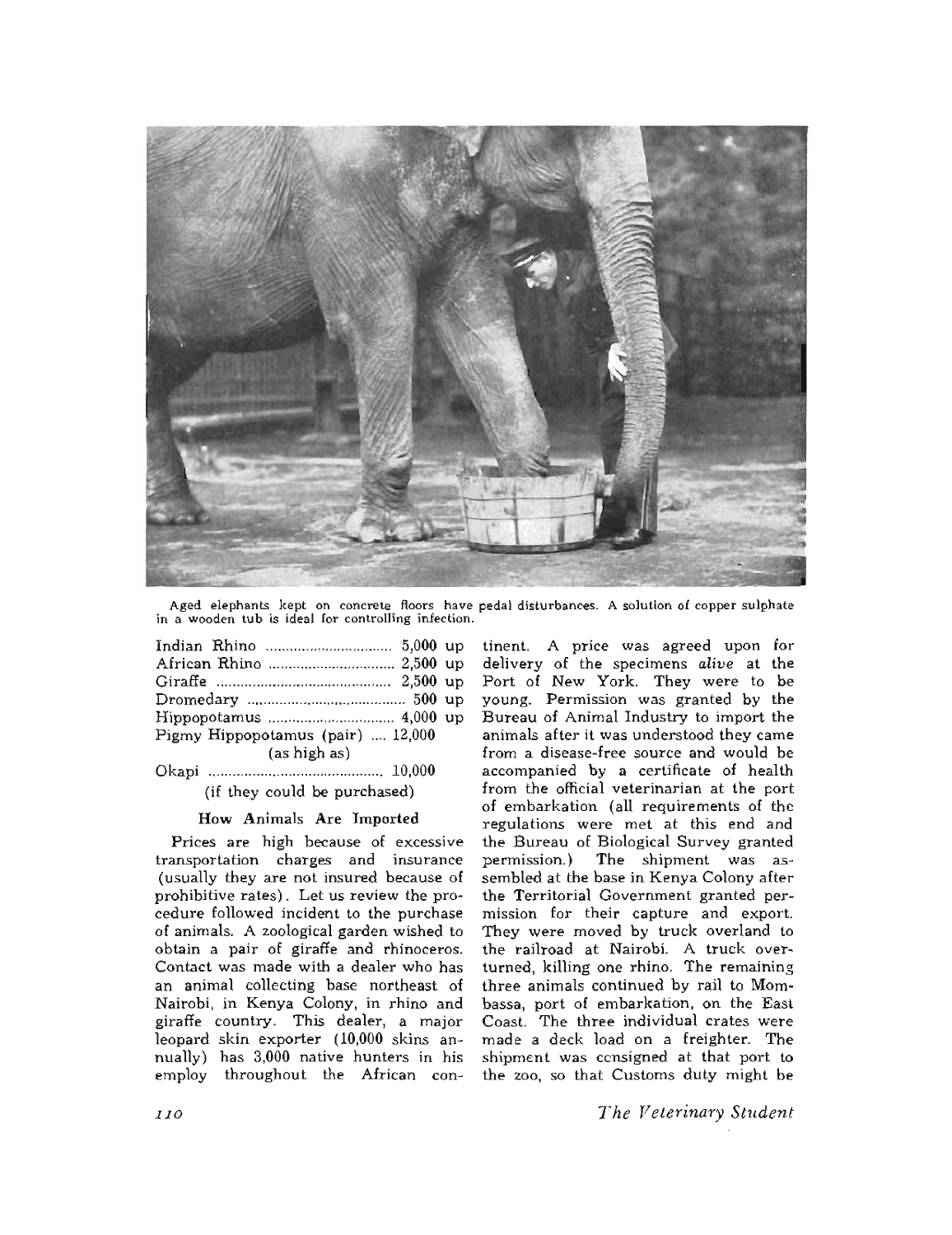Aged elephants kept on concrete floors have pedal disturbances. A solution of copper sulphate in a wooden tub is ideal for controlling infection.

| | |
|---|---|
| Indian Rhino | 5,000 up |
| African Rhino | 2,500 up |
| Giraffe | 2,500 up |
| Dromedary | 500 up |
| Hippopotamus | 4,000 up |
| Pigmy Hippopotamus (pair) (as high as) | 12,000 |
| Okapi (if they could be purchased) | 10,000 |

### How Animals Are Imported

Prices are high because of excessive transportation charges and insurance (usually they are not insured because of prohibitive rates). Let us review the procedure followed incident to the purchase of animals. A zoological garden wished to obtain a pair of giraffe and rhinoceros. Contact was made with a dealer who has an animal collecting base northeast of Nairobi, in Kenya Colony, in rhino and giraffe country. This dealer, a major leopard skin exporter (10,000 skins annually) has 3,000 native hunters in his employ throughout the African continent. A price was agreed upon for delivery of the specimens *alive* at the Port of New York. They were to be young. Permission was granted by the Bureau of Animal Industry to import the animals after it was understood they came from a disease-free source and would be accompanied by a certificate of health from the official veterinarian at the port of embarkation (all requirements of the regulations were met at this end and the Bureau of Biological Survey granted permission.) The shipment was assembled at the base in Kenya Colony after the Territorial Government granted permission for their capture and export. They were moved by truck overland to the railroad at Nairobi. A truck overturned, killing one rhino. The remaining three animals continued by rail to Mombassa, port of embarkation, on the East Coast. The three individual crates were made a deck load on a freighter. The shipment was consigned at that port to the zoo, so that Customs duty might be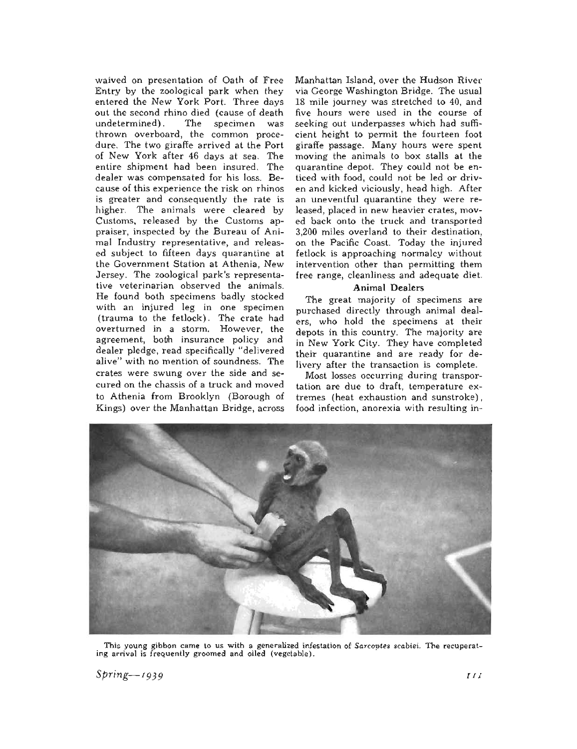waived on presentation of Oath of Free Entry by the zoological park when they entered the New York Port. Three days out the second rhino died (cause of death undetermined). The specimen was thrown overboard, the common procedure. The two giraffe arrived at the Port of New York after 46 days at sea. The entire shipment had been insured. The dealer was compensated for his loss. Because of this experience the risk on rhinos is greater and consequently the rate is higher. The animals were cleared by Customs, released by the Customs appraiser, inspected by the Bureau of Animal Industry representative, and released subject to fifteen days quarantine at the Government Station at Athenia, New Jersey. The zoological park's representative veterinarian observed the animals. He found both specimens badly stocked with an injured leg in one specimen (trauma to the fetlock). The crate had overturned in a storm. However, the agreement, both insurance policy and dealer pledge, read specifically "delivered alive" with no mention of soundness. The crates were swung over the side and secured on the chassis of a truck and moved to Athenia from Brooklyn (Borough of Kings) over the Manhattan Bridge, across Manhattan Island, over the Hudson River via George Washington Bridge. The usual 18 mile journey was stretched to 40, and five hours were used in the course of seeking out underpasses which had sufficient height to permit the fourteen foot giraffe passage. Many hours were spent moving the animals to box stalls at the quarantine depot. They could not be enticed with food, could not be led or driven and kicked viciously, head high. After an uneventful quarantine they were released, placed in new heavier crates, moved back onto the truck and transported 3,200 miles overland to their destination, on the Pacific Coast. Today the injured fetlock is approaching normalcy without intervention other than permitting them free range, cleanliness and adequate diet.

### Animal Dealers

The great majority of specimens are purchased directly through animal dealers, who hold the specimens at their depots in this country. The majority are in New York City. They have completed their quarantine and are ready for delivery after the transaction is complete.

Most losses occurring during transportation are due to draft, temperature extremes (heat exhaustion and sunstroke), food infection, anorexia with resulting in-

This young gibbon came to us with a generalized infestation of *Sarcoptes scabiei*. The recuperating arrival is frequently groomed and oiled (vegetable).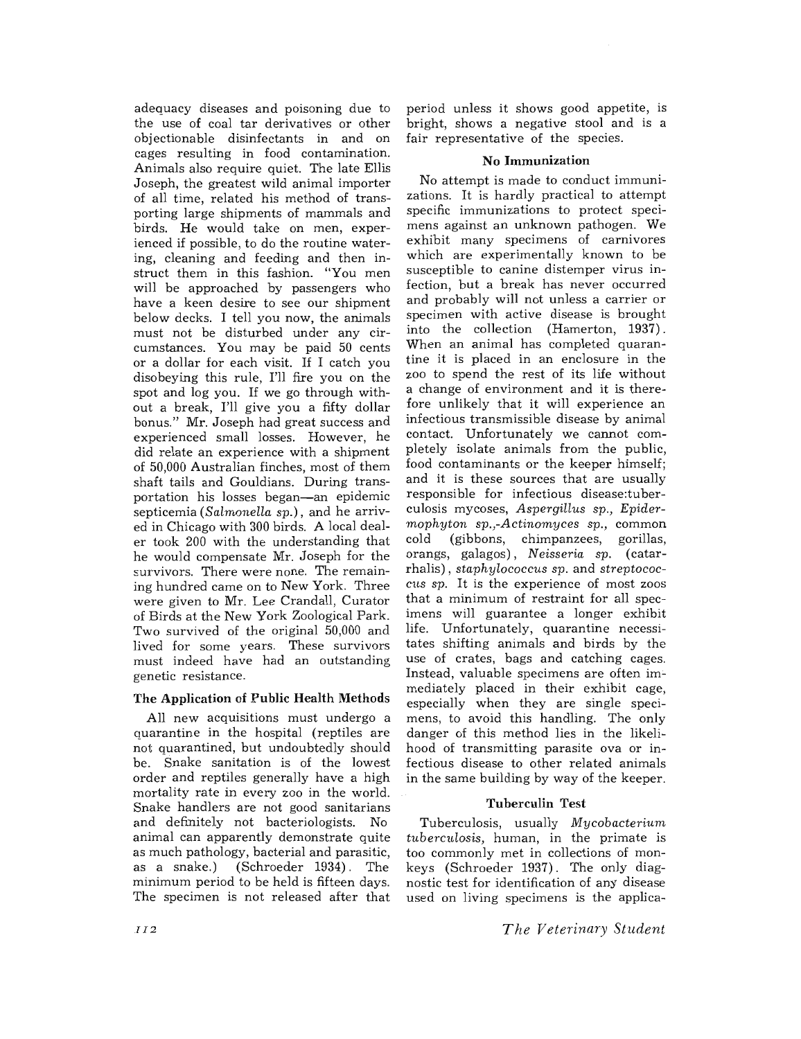adequacy diseases and poisoning due to the use of coal tar derivatives or other objectionable disinfectants in and on cages resulting in food contamination. Animals also require quiet. The late Ellis Joseph, the greatest wild animal importer of all time, related his method of transporting large shipments of mammals and birds. He would take on men, experienced if possible, to do the routine watering, cleaning and feeding and then instruct them in this fashion. "You men will be approached by passengers who have a keen desire to see our shipment below decks. I tell you now, the animals must not be disturbed under any circumstances. You may be paid 50 cents or a dollar for each visit. If I catch you disobeying this rule, I'll fire you on the spot and log you. If we go through without a break, I'll give you a fifty dollar bonus." Mr. Joseph had great success and experienced small losses. However, he did relate an experience with a shipment of 50,000 Australian finches, most of them shaft tails and Gouldians. During transportation his losses began—an epidemic septicemia (*Salmonella sp.*), and he arrived in Chicago with 300 birds. A local dealer took 200 with the understanding that he would compensate Mr. Joseph for the survivors. There were none. The remaining hundred came on to New York. Three were given to Mr. Lee Crandall, Curator of Birds at the New York Zoological Park. Two survived of the original 50,000 and lived for some years. These survivors must indeed have had an outstanding genetic resistance.

### The Application of Public Health Methods

All new acquisitions must undergo a quarantine in the hospital (reptiles are not quarantined, but undoubtedly should be. Snake sanitation is of the lowest order and reptiles generally have a high mortality rate in every zoo in the world. Snake handlers are not good sanitarians and definitely not bacteriologists. No animal can apparently demonstrate quite as much pathology, bacterial and parasitic, as a snake.) (Schroeder 1934). The minimum period to be held is fifteen days. The specimen is not released after that period unless it shows good appetite, is bright, shows a negative stool and is a fair representative of the species.

### No Immunization

No attempt is made to conduct immunizations. It is hardly practical to attempt specific immunizations to protect specimens against an unknown pathogen. We exhibit many specimens of carnivores which are experimentally known to be susceptible to canine distemper virus infection, but a break has never occurred and probably will not unless a carrier or specimen with active disease is brought into the collection (Hamerton, 1937). When an animal has completed quarantine it is placed in an enclosure in the zoo to spend the rest of its life without a change of environment and it is therefore unlikely that it will experience an infectious transmissible disease by animal contact. Unfortunately we cannot completely isolate animals from the public, food contaminants or the keeper himself; and it is these sources that are usually responsible for infectious disease:tuberculosis mycoses, *Aspergillus sp.*, *Epidermophyton sp.*,-*Actinomyces sp.*, common cold (gibbons, chimpanzees, gorillas, orangs, galagos), *Neisseria sp.* (catarrhalis), *staphylococcus sp.* and *streptococcus sp.* It is the experience of most zoos that a minimum of restraint for all specimens will guarantee a longer exhibit life. Unfortunately, quarantine necessitates shifting animals and birds by the use of crates, bags and catching cages. Instead, valuable specimens are often immediately placed in their exhibit cage, especially when they are single specimens, to avoid this handling. The only danger of this method lies in the likelihood of transmitting parasite ova or infectious disease to other related animals in the same building by way of the keeper.

### Tuberculin Test

Tuberculosis, usually *Mycobacterium tuberculosis*, human, in the primate is too commonly met in collections of monkeys (Schroeder 1937). The only diagnostic test for identification of any disease used on living specimens is the applica-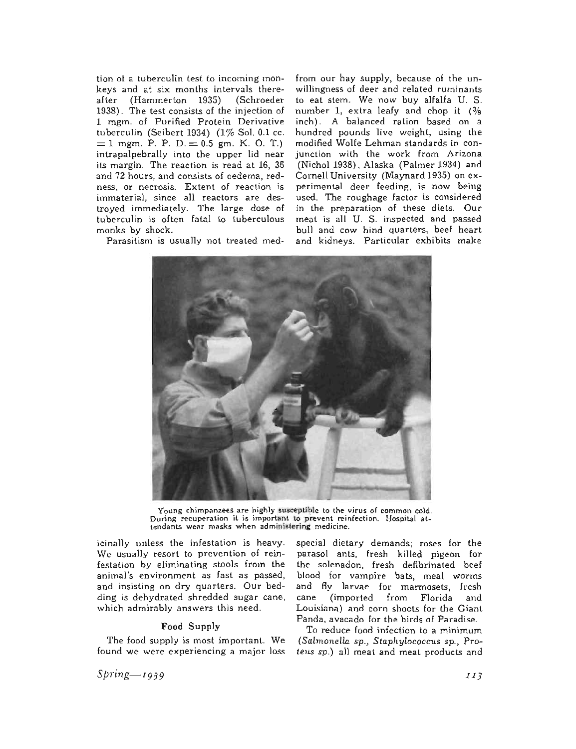tion of a tuberculin test to incoming monkeys and at six months intervals thereafter (Hammerton 1935) (Schroeder 1938). The test consists of the injection of 1 mgm. of Purified Protein Derivative tuberculin (Seibert 1934) (1% Sol. 0.1 cc. = 1 mgm. P. P. D. = 0.5 gm. K. O. T.) intrapalpebrally into the upper lid near its margin. The reaction is read at 16, 36 and 72 hours, and consists of oedema, redness, or necrosis. Extent of reaction is immaterial, since all reactors are destroyed immediately. The large dose of tuberculin is often fatal to tuberculous monks by shock.

Parasitism is usually not treated medicinally unless the infestation is heavy. We usually resort to prevention of reinfestation by eliminating stools from the animal's environment as fast as passed, and insisting on dry quarters. Our bedding is dehydrated shredded sugar cane, which admirably answers this need.

### Food Supply

The food supply is most important. We found we were experiencing a major loss from our hay supply, because of the unwillingness of deer and related ruminants to eat stem. We now buy alfalfa U. S. number 1, extra leafy and chop it (3/8 inch). A balanced ration based on a hundred pounds live weight, using the modified Wolfe Lehman standards in conjunction with the work from Arizona (Nichol 1938), Alaska (Palmer 1934) and Cornell University (Maynard 1935) on experimental deer feeding, is now being used. The roughage factor is considered in the preparation of these diets. Our meat is all U. S. inspected and passed bull and cow hind quarters, beef heart and kidneys. Particular exhibits make special dietary demands; roses for the parasol ants, fresh killed pigeon for the solenadon, fresh defibrinated beef blood for vampire bats, meal worms and fly larvae for marmosets, fresh cane (imported from Florida and Louisiana) and corn shoots for the Giant Panda, avacado for the birds of Paradise.

Young chimpanzees are highly susceptible to the virus of common cold. During recuperation it is important to prevent reinfection. Hospital attendants wear masks when administering medicine.

To reduce food infection to a minimum (*Salmonella sp., Staphylococcus sp., Proteus sp.*) all meat and meat products and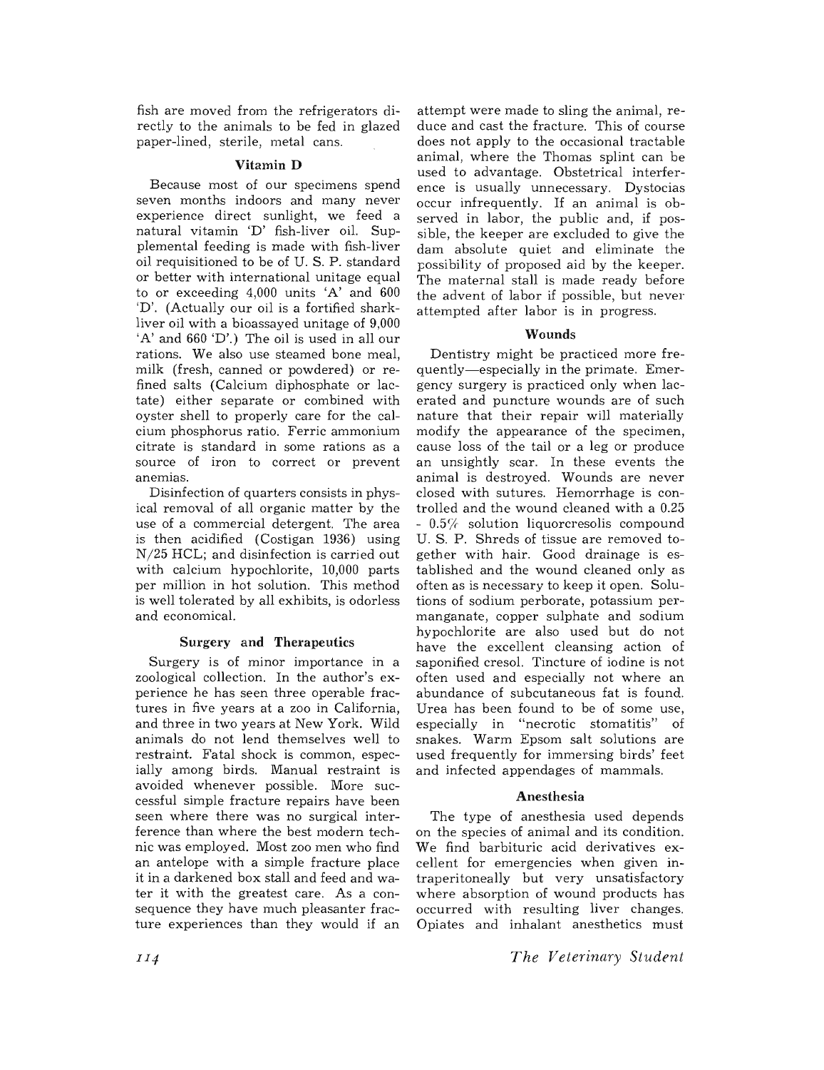fish are moved from the refrigerators directly to the animals to be fed in glazed paper-lined, sterile, metal cans.

### Vitamin D

Because most of our specimens spend seven months indoors and many never experience direct sunlight, we feed a natural vitamin 'D' fish-liver oil. Supplemental feeding is made with fish-liver oil requisitioned to be of U. S. P. standard or better with international unitage equal to or exceeding 4,000 units 'A' and 600 'D'. (Actually our oil is a fortified shark-liver oil with a bioassayed unitage of 9,000 'A' and 660 'D'.) The oil is used in all our rations. We also use steamed bone meal, milk (fresh, canned or powdered) or refined salts (Calcium diphosphate or lactate) either separate or combined with oyster shell to properly care for the calcium phosphorus ratio. Ferric ammonium citrate is standard in some rations as a source of iron to correct or prevent anemias.

Disinfection of quarters consists in physical removal of all organic matter by the use of a commercial detergent. The area is then acidified (Costigan 1936) using N/25 HCL; and disinfection is carried out with calcium hypochlorite, 10,000 parts per million in hot solution. This method is well tolerated by all exhibits, is odorless and economical.

### Surgery and Therapeutics

Surgery is of minor importance in a zoological collection. In the author's experience he has seen three operable fractures in five years at a zoo in California, and three in two years at New York. Wild animals do not lend themselves well to restraint. Fatal shock is common, especially among birds. Manual restraint is avoided whenever possible. More successful simple fracture repairs have been seen where there was no surgical interference than where the best modern technic was employed. Most zoo men who find an antelope with a simple fracture place it in a darkened box stall and feed and water it with the greatest care. As a consequence they have much pleasanter fracture experiences than they would if an attempt were made to sling the animal, reduce and cast the fracture. This of course does not apply to the occasional tractable animal, where the Thomas splint can be used to advantage. Obstetrical interference is usually unnecessary. Dystocias occur infrequently. If an animal is observed in labor, the public and, if possible, the keeper are excluded to give the dam absolute quiet and eliminate the possibility of proposed aid by the keeper. The maternal stall is made ready before the advent of labor if possible, but never attempted after labor is in progress.

### Wounds

Dentistry might be practiced more frequently—especially in the primate. Emergency surgery is practiced only when lacerated and puncture wounds are of such nature that their repair will materially modify the appearance of the specimen, cause loss of the tail or a leg or produce an unsightly scar. In these events the animal is destroyed. Wounds are never closed with sutures. Hemorrhage is controlled and the wound cleaned with a 0.25 - 0.5% solution liquorcresolis compound U. S. P. Shreds of tissue are removed together with hair. Good drainage is established and the wound cleaned only as often as is necessary to keep it open. Solutions of sodium perborate, potassium permanganate, copper sulphate and sodium hypochlorite are also used but do not have the excellent cleansing action of saponified cresol. Tincture of iodine is not often used and especially not where an abundance of subcutaneous fat is found. Urea has been found to be of some use, especially in "necrotic stomatitis" of snakes. Warm Epsom salt solutions are used frequently for immersing birds' feet and infected appendages of mammals.

### Anesthesia

The type of anesthesia used depends on the species of animal and its condition. We find barbituric acid derivatives excellent for emergencies when given intraperitoneally but very unsatisfactory where absorption of wound products has occurred with resulting liver changes. Opiates and inhalant anesthetics must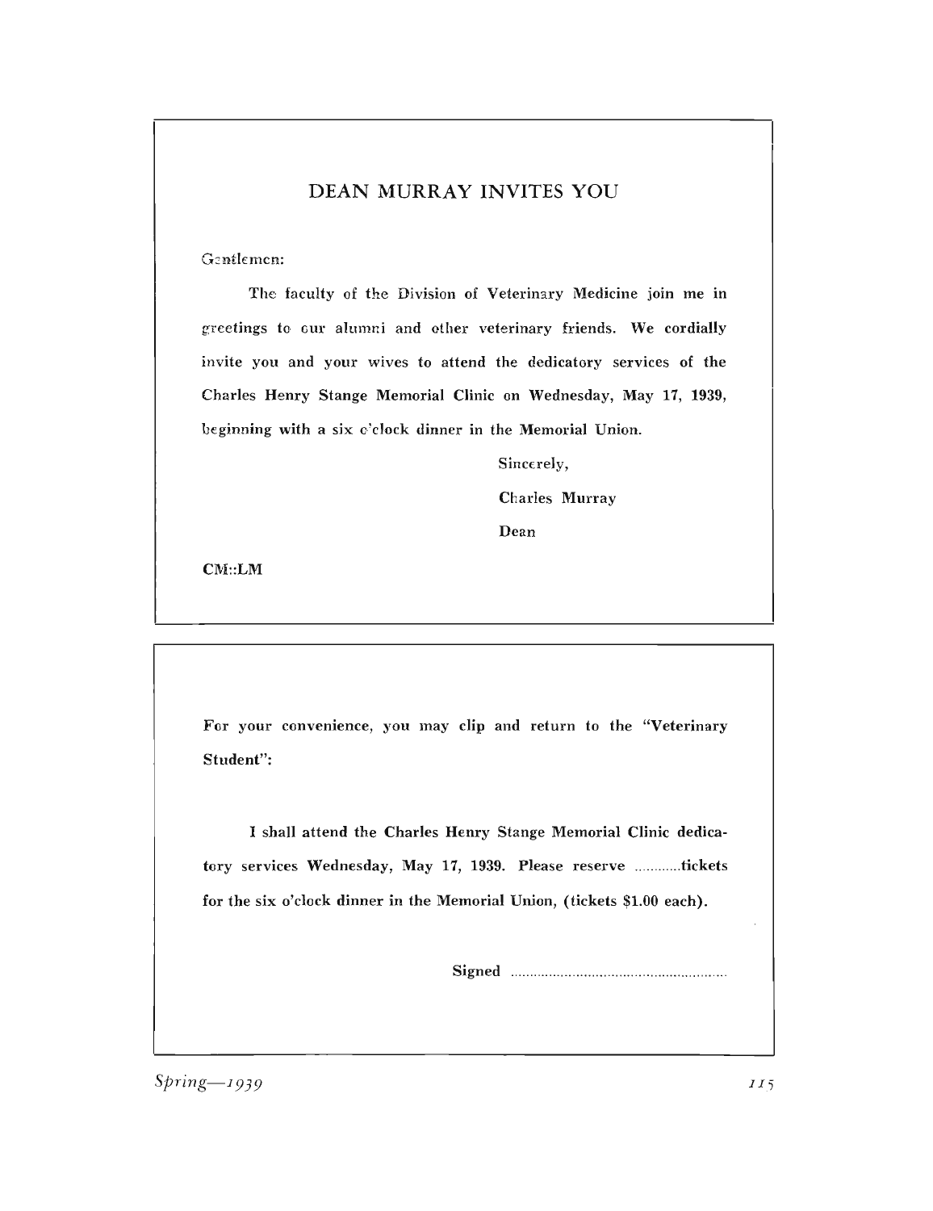## DEAN MURRAY INVITES YOU

Gentlemen:

The faculty of the Division of Veterinary Medicine join me in greetings to our alumni and other veterinary friends. We cordially invite you and your wives to attend the dedicatory services of the Charles Henry Stange Memorial Clinic on Wednesday, May 17, 1939, beginning with a six o'clock dinner in the Memorial Union.

Sincerely,

Charles Murray

Dean

CM::LM

---

For your convenience, you may clip and return to the "Veterinary Student":

I shall attend the Charles Henry Stange Memorial Clinic dedicatory services Wednesday, May 17, 1939. Please reserve ............tickets for the six o'clock dinner in the Memorial Union, (tickets $1.00 each).

Signed ........................................................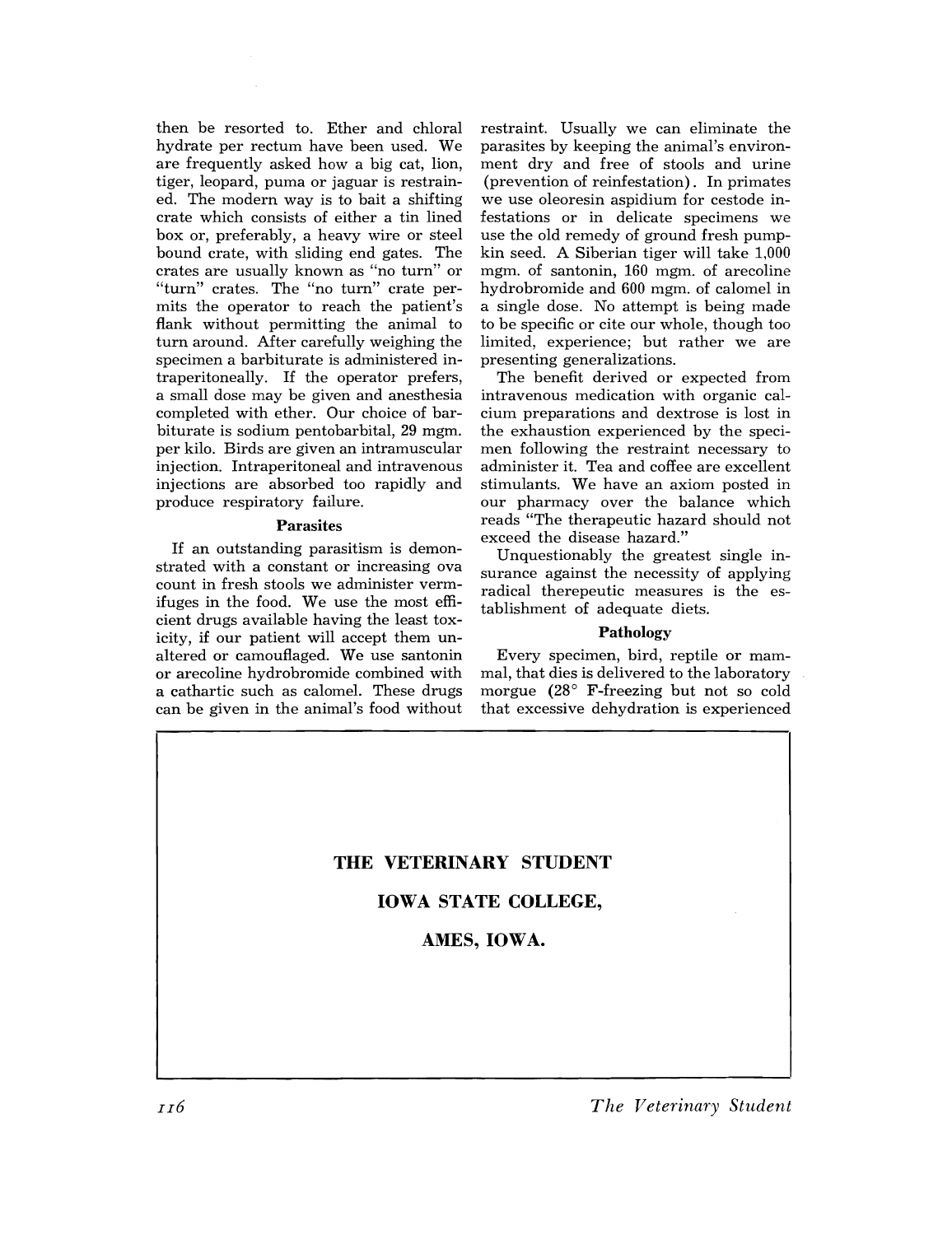then be resorted to. Ether and chloral hydrate per rectum have been used. We are frequently asked how a big cat, lion, tiger, leopard, puma or jaguar is restrained. The modern way is to bait a shifting crate which consists of either a tin lined box or, preferably, a heavy wire or steel bound crate, with sliding end gates. The crates are usually known as "no turn" or "turn" crates. The "no turn" crate permits the operator to reach the patient's flank without permitting the animal to turn around. After carefully weighing the specimen a barbiturate is administered intraperitoneally. If the operator prefers, a small dose may be given and anesthesia completed with ether. Our choice of barbiturate is sodium pentobarbital, 29 mgm. per kilo. Birds are given an intramuscular injection. Intraperitoneal and intravenous injections are absorbed too rapidly and produce respiratory failure.

### Parasites

If an outstanding parasitism is demonstrated with a constant or increasing ova count in fresh stools we administer vermifuges in the food. We use the most efficient drugs available having the least toxicity, if our patient will accept them unaltered or camouflaged. We use santonin or arecoline hydrobromide combined with a cathartic such as calomel. These drugs can be given in the animal's food without restraint. Usually we can eliminate the parasites by keeping the animal's environment dry and free of stools and urine (prevention of reinfestation). In primates we use oleoresin aspidium for cestode infestations or in delicate specimens we use the old remedy of ground fresh pumpkin seed. A Siberian tiger will take 1,000 mgm. of santonin, 160 mgm. of arecoline hydrobromide and 600 mgm. of calomel in a single dose. No attempt is being made to be specific or cite our whole, though too limited, experience; but rather we are presenting generalizations.

The benefit derived or expected from intravenous medication with organic calcium preparations and dextrose is lost in the exhaustion experienced by the specimen following the restraint necessary to administer it. Tea and coffee are excellent stimulants. We have an axiom posted in our pharmacy over the balance which reads "The therapeutic hazard should not exceed the disease hazard."

Unquestionably the greatest single insurance against the necessity of applying radical therepeutic measures is the establishment of adequate diets.

### Pathology

Every specimen, bird, reptile or mammal, that dies is delivered to the laboratory morgue (28° F-freezing but not so cold that excessive dehydration is experienced

**THE VETERINARY STUDENT**

**IOWA STATE COLLEGE,**

**AMES, IOWA.**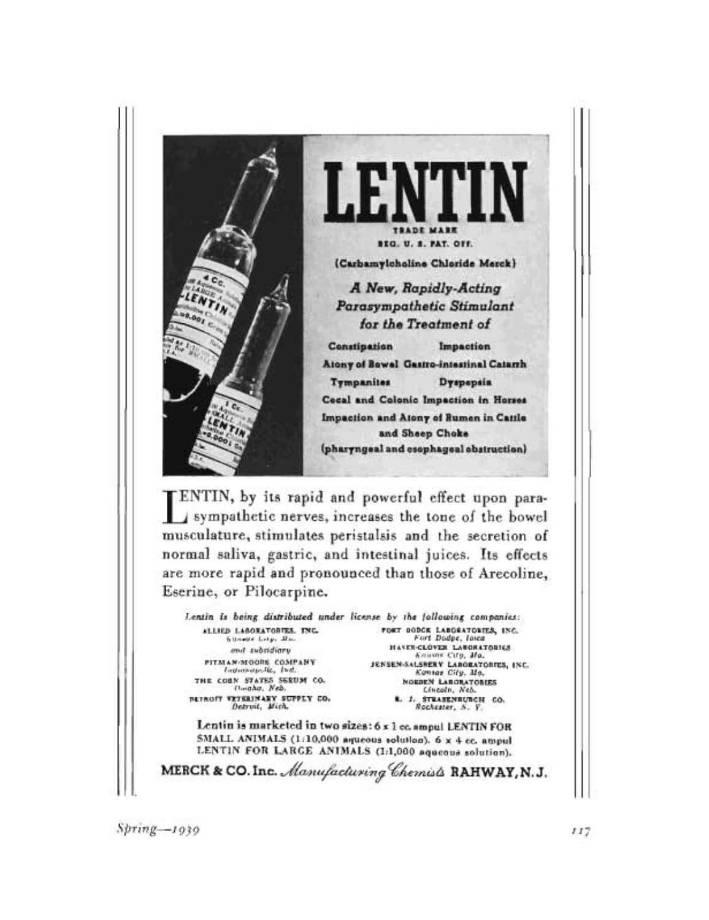# LENTIN

TRADE MARK
REG. U. S. PAT. OFF.

(Carbamylcholine Chloride Merck)

*A New, Rapidly-Acting Parasympathetic Stimulant for the Treatment of*

**Constipation** **Impaction**
**Atony of Bowel** **Gastro-intestinal Catarrh**
**Tympanites** **Dyspepsia**
**Cecal and Colonic Impaction in Horses**
**Impaction and Atony of Rumen in Cattle and Sheep Choke**
**(pharyngeal and esophageal obstruction)**

LENTIN, by its rapid and powerful effect upon parasympathetic nerves, increases the tone of the bowel musculature, stimulates peristalsis and the secretion of normal saliva, gastric, and intestinal juices. Its effects are more rapid and pronounced than those of Arecoline, Eserine, or Pilocarpine.

*Lentin is being distributed under license by the following companies:*

ALLIED LABORATORIES, INC.
*Sioux City, Iowa*
*and subsidiary*
PITMAN-MOORE COMPANY
*Indianapolis, Ind.*
THE CORN STATES SERUM CO.
*Omaha, Neb.*
DETROIT VETERINARY SUPPLY CO.
*Detroit, Mich.*
FORT DODGE LABORATORIES, INC.
*Fort Dodge, Iowa*
HAVER-GLOVER LABORATORIES
*Kansas City, Mo.*
JENSEN-SALSBERY LABORATORIES, INC.
*Kansas City, Mo.*
NORDEN LABORATORIES
*Lincoln, Neb.*
R. J. STRASENBURGH CO.
*Rochester, N. Y.*

Lentin is marketed in two sizes: 6 x 1 cc. ampul LENTIN FOR SMALL ANIMALS (1:10,000 aqueous solution). 6 x 4 cc. ampul LENTIN FOR LARGE ANIMALS (1:1,000 aqueous solution).

**MERCK & CO. Inc.** *Manufacturing Chemists* **RAHWAY, N. J.**

Spring—1939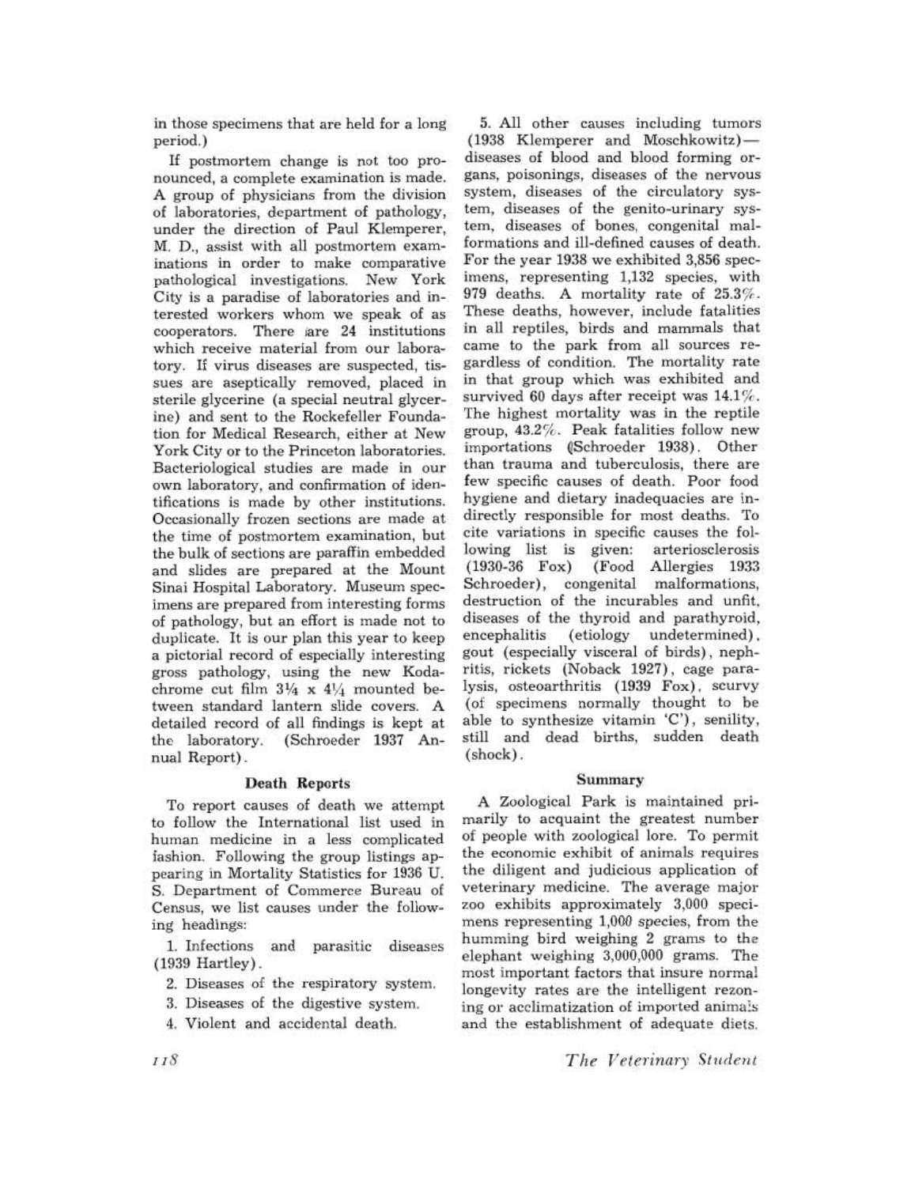in those specimens that are held for a long period.)

If postmortem change is not too pronounced, a complete examination is made. A group of physicians from the division of laboratories, department of pathology, under the direction of Paul Klemperer, M. D., assist with all postmortem examinations in order to make comparative pathological investigations. New York City is a paradise of laboratories and interested workers whom we speak of as cooperators. There are 24 institutions which receive material from our laboratory. If virus diseases are suspected, tissues are aseptically removed, placed in sterile glycerine (a special neutral glycerine) and sent to the Rockefeller Foundation for Medical Research, either at New York City or to the Princeton laboratories. Bacteriological studies are made in our own laboratory, and confirmation of identifications is made by other institutions. Occasionally frozen sections are made at the time of postmortem examination, but the bulk of sections are paraffin embedded and slides are prepared at the Mount Sinai Hospital Laboratory. Museum specimens are prepared from interesting forms of pathology, but an effort is made not to duplicate. It is our plan this year to keep a pictorial record of especially interesting gross pathology, using the new Kodachrome cut film 3¼ x 4¼ mounted between standard lantern slide covers. A detailed record of all findings is kept at the laboratory. (Schroeder 1937 Annual Report).

### Death Reports

To report causes of death we attempt to follow the International list used in human medicine in a less complicated fashion. Following the group listings appearing in Mortality Statistics for 1936 U. S. Department of Commerce Bureau of Census, we list causes under the following headings:

1. Infections and parasitic diseases (1939 Hartley).
2. Diseases of the respiratory system.
3. Diseases of the digestive system.
4. Violent and accidental death.
5. All other causes including tumors (1938 Klemperer and Moschkowitz)—diseases of blood and blood forming organs, poisonings, diseases of the nervous system, diseases of the circulatory system, diseases of the genito-urinary system, diseases of bones, congenital malformations and ill-defined causes of death.

For the year 1938 we exhibited 3,856 specimens, representing 1,132 species, with 979 deaths. A mortality rate of 25.3%. These deaths, however, include fatalities in all reptiles, birds and mammals that came to the park from all sources regardless of condition. The mortality rate in that group which was exhibited and survived 60 days after receipt was 14.1%. The highest mortality was in the reptile group, 43.2%. Peak fatalities follow new importations (Schroeder 1938). Other than trauma and tuberculosis, there are few specific causes of death. Poor food hygiene and dietary inadequacies are indirectly responsible for most deaths. To cite variations in specific causes the following list is given: arteriosclerosis (1930-36 Fox) (Food Allergies 1933 Schroeder), congenital malformations, destruction of the incurables and unfit, diseases of the thyroid and parathyroid, encephalitis (etiology undetermined), gout (especially visceral of birds), nephritis, rickets (Noback 1927), cage paralysis, osteoarthritis (1939 Fox), scurvy (of specimens normally thought to be able to synthesize vitamin 'C'), senility, still and dead births, sudden death (shock).

### Summary

A Zoological Park is maintained primarily to acquaint the greatest number of people with zoological lore. To permit the economic exhibit of animals requires the diligent and judicious application of veterinary medicine. The average major zoo exhibits approximately 3,000 specimens representing 1,000 species, from the humming bird weighing 2 grams to the elephant weighing 3,000,000 grams. The most important factors that insure normal longevity rates are the intelligent rezoning or acclimatization of imported animals and the establishment of adequate diets.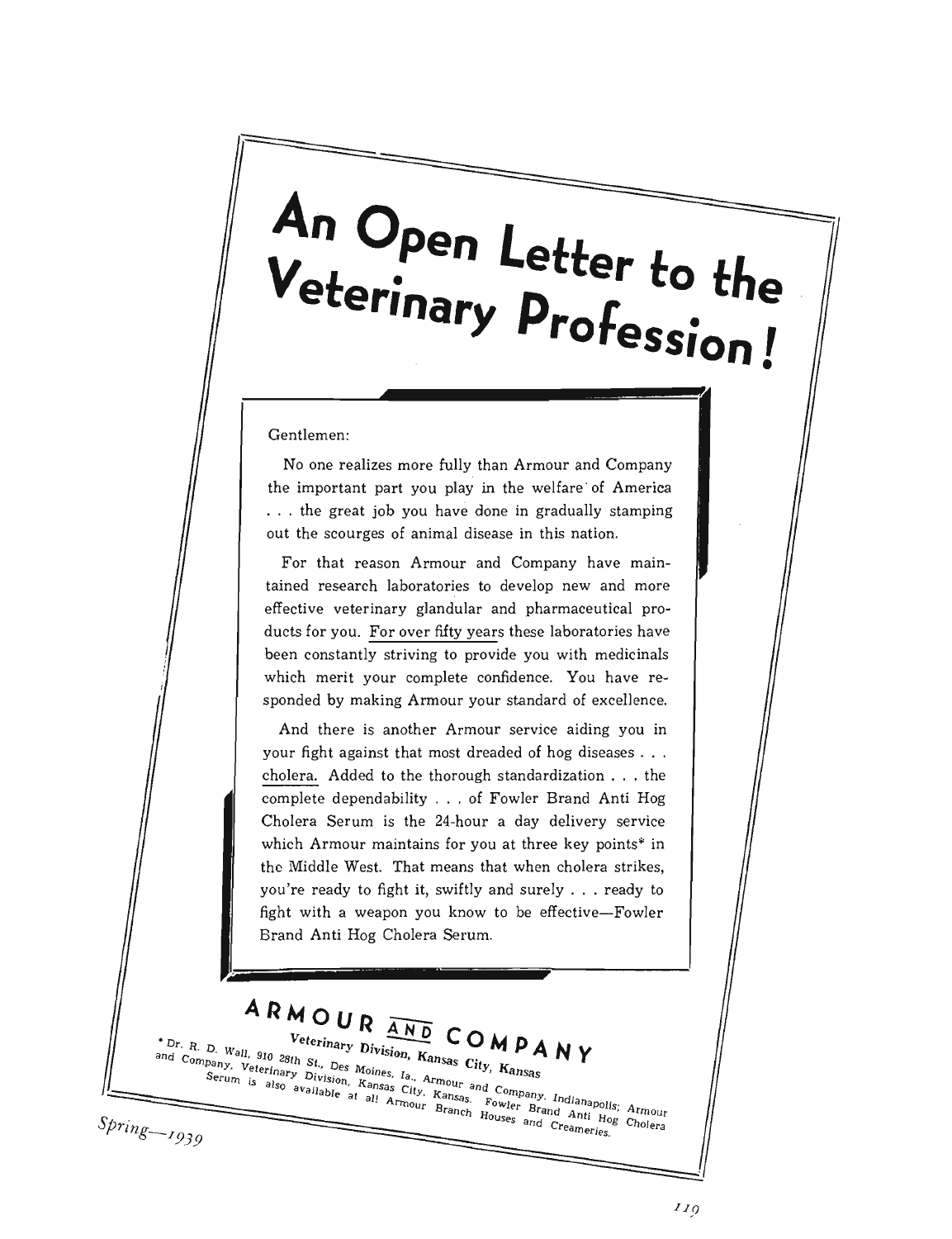# An Open Letter to the Veterinary Profession!

Gentlemen:

No one realizes more fully than Armour and Company the important part you play in the welfare of America . . . the great job you have done in gradually stamping out the scourges of animal disease in this nation.

For that reason Armour and Company have maintained research laboratories to develop new and more effective veterinary glandular and pharmaceutical products for you. For over fifty years these laboratories have been constantly striving to provide you with medicinals which merit your complete confidence. You have responded by making Armour your standard of excellence.

And there is another Armour service aiding you in your fight against that most dreaded of hog diseases . . . cholera. Added to the thorough standardization . . . the complete dependability . . . of Fowler Brand Anti Hog Cholera Serum is the 24-hour a day delivery service which Armour maintains for you at three key points* in the Middle West. That means that when cholera strikes, you're ready to fight it, swiftly and surely . . . ready to fight with a weapon you know to be effective—Fowler Brand Anti Hog Cholera Serum.

**ARMOUR AND COMPANY**

**Veterinary Division, Kansas City, Kansas**

* Dr. R. D. Wall, 910 28th St., Des Moines, Ia., Armour and Company, Indianapolis; Armour and Company, Veterinary Division, Kansas City, Kansas. Fowler Brand Anti Hog Cholera Serum is also available at all Armour Branch Houses and Creameries.

*Spring—1939*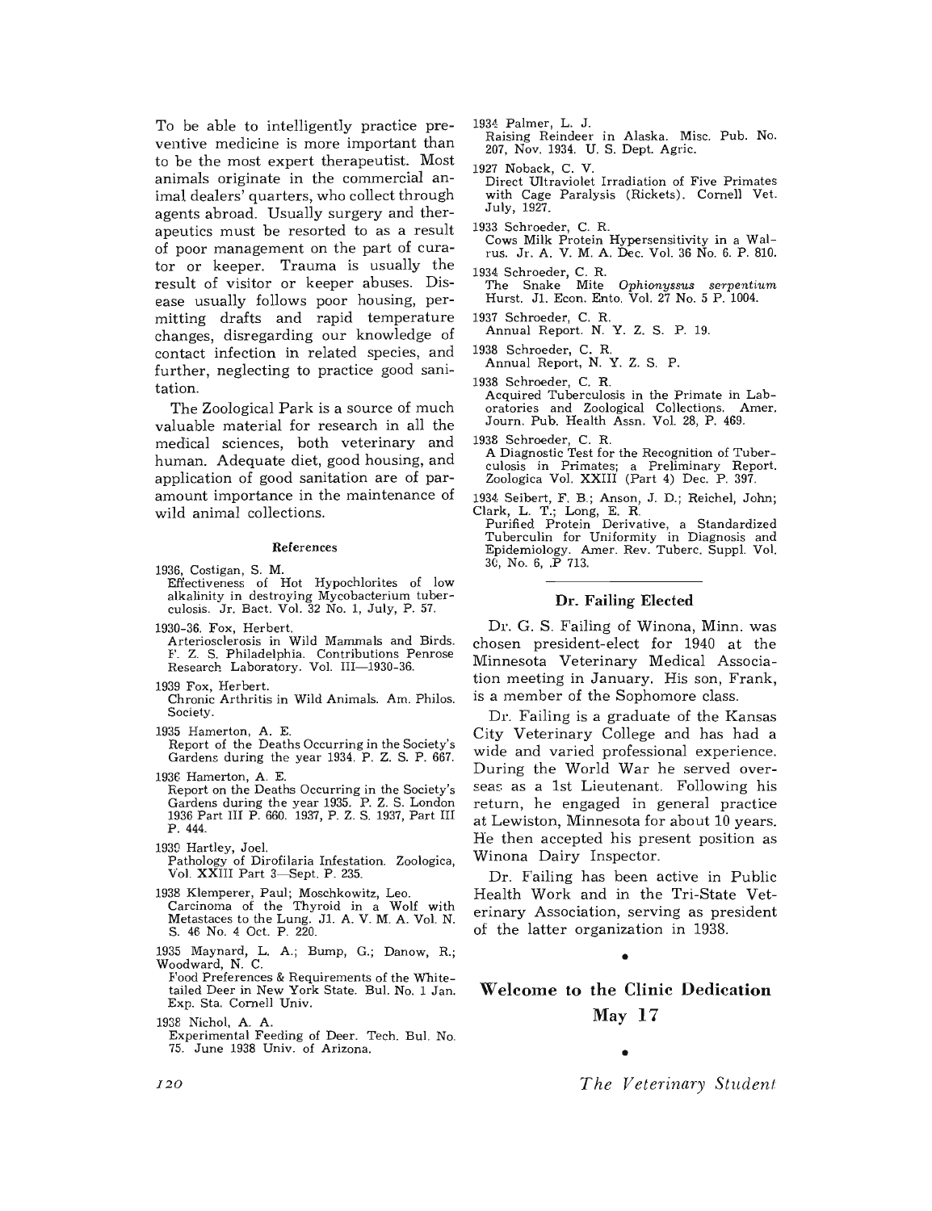To be able to intelligently practice preventive medicine is more important than to be the most expert therapeutist. Most animals originate in the commercial animal dealers' quarters, who collect through agents abroad. Usually surgery and therapeutics must be resorted to as a result of poor management on the part of curator or keeper. Trauma is usually the result of visitor or keeper abuses. Disease usually follows poor housing, permitting drafts and rapid temperature changes, disregarding our knowledge of contact infection in related species, and further, neglecting to practice good sanitation.

The Zoological Park is a source of much valuable material for research in all the medical sciences, both veterinary and human. Adequate diet, good housing, and application of good sanitation are of paramount importance in the maintenance of wild animal collections.

#### References

1936, Costigan, S. M.
Effectiveness of Hot Hypochlorites of low alkalinity in destroying Mycobacterium tuberculosis. Jr. Bact. Vol. 32 No. 1, July, P. 57.

1930-36. Fox, Herbert.
Arteriosclerosis in Wild Mammals and Birds. F. Z. S. Philadelphia. Contributions Penrose Research Laboratory. Vol. III—1930-36.

1939 Fox, Herbert.
Chronic Arthritis in Wild Animals. Am. Philos. Society.

1935 Hamerton, A. E.
Report of the Deaths Occurring in the Society's Gardens during the year 1934. P. Z. S. P. 667.

1936 Hamerton, A. E.
Report on the Deaths Occurring in the Society's Gardens during the year 1935. P. Z. S. London 1936 Part III P. 660. 1937, P. Z. S. 1937, Part III P. 444.

1939 Hartley, Joel.
Pathology of Dirofilaria Infestation. Zoologica, Vol. XXIII Part 3—Sept. P. 235.

1938 Klemperer, Paul; Moschkowitz, Leo.
Carcinoma of the Thyroid in a Wolf with Metastaces to the Lung. Jl. A. V. M. A. Vol. N. S. 46 No. 4 Oct. P. 220.

1935 Maynard, L. A.; Bump, G.; Danow, R.; Woodward, N. C.
Food Preferences & Requirements of the White-tailed Deer in New York State. Bul. No. 1 Jan. Exp. Sta. Cornell Univ.

1938 Nichol, A. A.
Experimental Feeding of Deer. Tech. Bul. No. 75. June 1938 Univ. of Arizona.

1934 Palmer, L. J.
Raising Reindeer in Alaska. Misc. Pub. No. 207, Nov. 1934. U. S. Dept. Agric.

1927 Noback, C. V.
Direct Ultraviolet Irradiation of Five Primates with Cage Paralysis (Rickets). Cornell Vet. July, 1927.

1933 Schroeder, C. R.
Cows Milk Protein Hypersensitivity in a Walrus. Jr. A. V. M. A. Dec. Vol. 36 No. 6. P. 810.

1934 Schroeder, C. R.
The Snake Mite *Ophionyssus serpentium* Hurst. Jl. Econ. Ento. Vol. 27 No. 5 P. 1004.

1937 Schroeder, C. R.
Annual Report. N. Y. Z. S. P. 19.

1938 Schroeder, C. R.
Annual Report, N. Y. Z. S. P.

1938 Schroeder, C. R.
Acquired Tuberculosis in the Primate in Laboratories and Zoological Collections. Amer. Journ. Pub. Health Assn. Vol. 28, P. 469.

1938 Schroeder, C. R.
A Diagnostic Test for the Recognition of Tuberculosis in Primates; a Preliminary Report. Zoologica Vol. XXIII (Part 4) Dec. P. 397.

1934 Seibert, F. B.; Anson, J. D.; Reichel, John; Clark, L. T.; Long, E. R.
Purified Protein Derivative, a Standardized Tuberculin for Uniformity in Diagnosis and Epidemiology. Amer. Rev. Tuberc. Suppl. Vol. 30, No. 6, P 713.

### Dr. Failing Elected

Dr. G. S. Failing of Winona, Minn. was chosen president-elect for 1940 at the Minnesota Veterinary Medical Association meeting in January. His son, Frank, is a member of the Sophomore class.

Dr. Failing is a graduate of the Kansas City Veterinary College and has had a wide and varied professional experience. During the World War he served overseas as a 1st Lieutenant. Following his return, he engaged in general practice at Lewiston, Minnesota for about 10 years. He then accepted his present position as Winona Dairy Inspector.

Dr. Failing has been active in Public Health Work and in the Tri-State Veterinary Association, serving as president of the latter organization in 1938.

## Welcome to the Clinic Dedication May 17